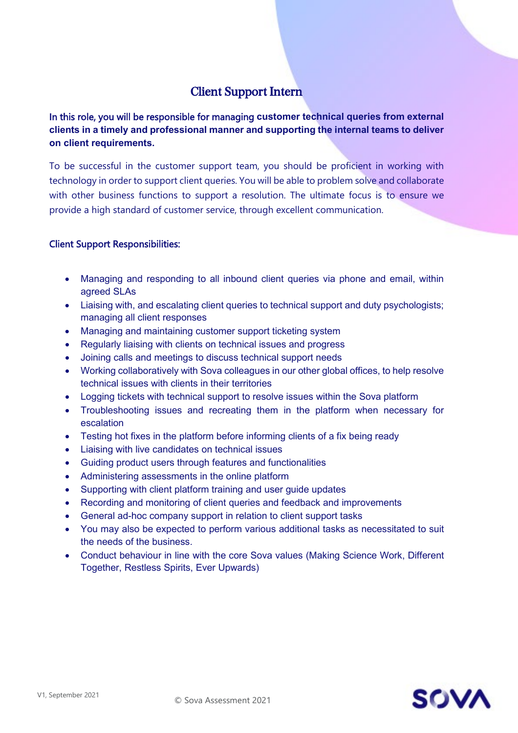# Client Support Intern

**In this role, you will be responsible for managing customer technical queries from external clients in a timely and professional manner and supporting the internal teams to deliver on client requirements.**

To be successful in the customer support team, you should be proficient in working with technology in order to support client queries. You will be able to problem solve and collaborate with other business functions to support a resolution. The ultimate focus is to ensure we provide a high standard of customer service, through excellent communication.

## Client Support Responsibilities:

- Managing and responding to all inbound client queries via phone and email, within agreed SLAs
- Liaising with, and escalating client queries to technical support and duty psychologists; managing all client responses
- Managing and maintaining customer support ticketing system
- Regularly liaising with clients on technical issues and progress
- Joining calls and meetings to discuss technical support needs
- Working collaboratively with Sova colleagues in our other global offices, to help resolve technical issues with clients in their territories
- Logging tickets with technical support to resolve issues within the Sova platform
- Troubleshooting issues and recreating them in the platform when necessary for escalation
- Testing hot fixes in the platform before informing clients of a fix being ready
- Liaising with live candidates on technical issues
- Guiding product users through features and functionalities
- Administering assessments in the online platform
- Supporting with client platform training and user guide updates
- Recording and monitoring of client queries and feedback and improvements
- General ad-hoc company support in relation to client support tasks
- You may also be expected to perform various additional tasks as necessitated to suit the needs of the business.
- Conduct behaviour in line with the core Sova values (Making Science Work, Different Together, Restless Spirits, Ever Upwards)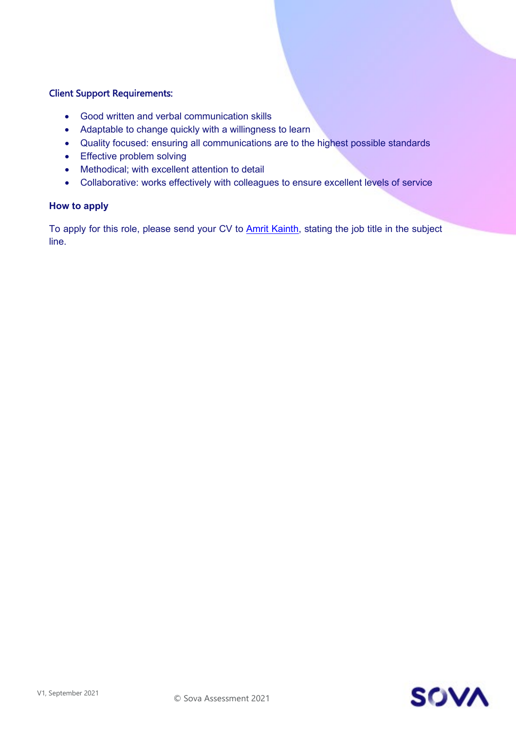### Client Support Requirements:

- Good written and verbal communication skills
- Adaptable to change quickly with a willingness to learn
- Quality focused: ensuring all communications are to the highest possible standards
- Effective problem solving
- Methodical; with excellent attention to detail
- Collaborative: works effectively with colleagues to ensure excellent levels of service

### How to apply

To apply for this role, please send your CV to Amrit Kainth, stating the job title in the subject line.